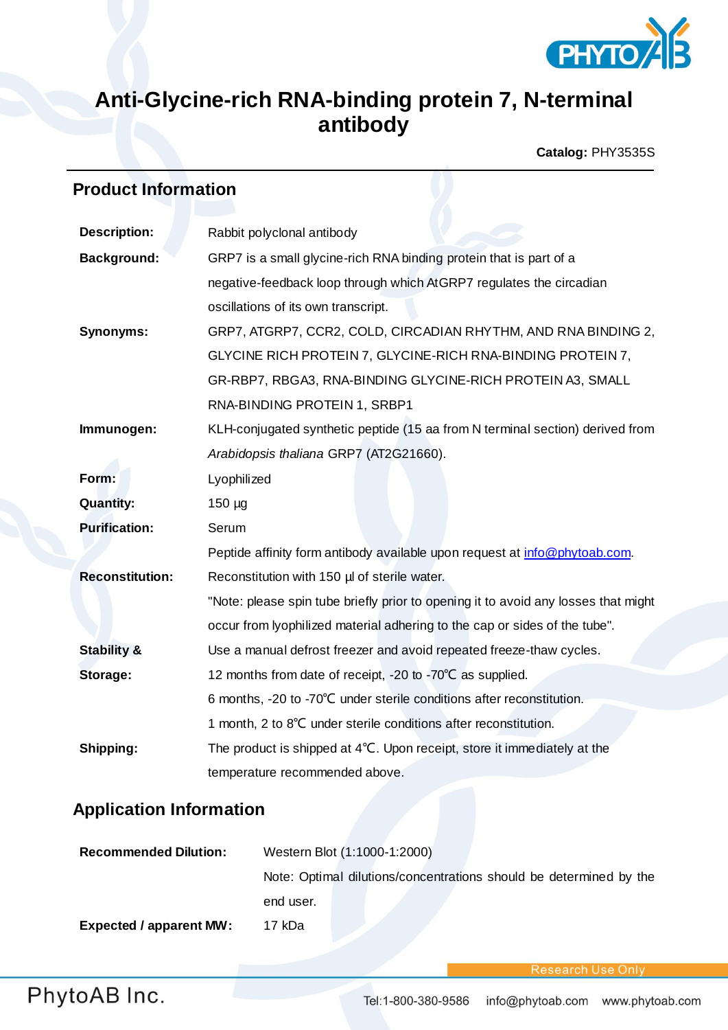# Anti-Glycine-rich RNA-binding protein 7, N-terminal antibody

**Catalog:** PHY3535S

## Product Information

| | |
|---|---|
| **Description:** | Rabbit polyclonal antibody |
| **Background:** | GRP7 is a small glycine-rich RNA binding protein that is part of a negative-feedback loop through which AtGRP7 regulates the circadian oscillations of its own transcript. |
| **Synonyms:** | GRP7, ATGRP7, CCR2, COLD, CIRCADIAN RHYTHM, AND RNA BINDING 2, GLYCINE RICH PROTEIN 7, GLYCINE-RICH RNA-BINDING PROTEIN 7, GR-RBP7, RBGA3, RNA-BINDING GLYCINE-RICH PROTEIN A3, SMALL RNA-BINDING PROTEIN 1, SRBP1 |
| **Immunogen:** | KLH-conjugated synthetic peptide (15 aa from N terminal section) derived from *Arabidopsis thaliana* GRP7 (AT2G21660). |
| **Form:** | Lyophilized |
| **Quantity:** | 150 µg |
| **Purification:** | Serum<br>Peptide affinity form antibody available upon request at info@phytoab.com. |
| **Reconstitution:** | Reconstitution with 150 µl of sterile water.<br>"Note: please spin tube briefly prior to opening it to avoid any losses that might occur from lyophilized material adhering to the cap or sides of the tube". |
| **Stability & Storage:** | Use a manual defrost freezer and avoid repeated freeze-thaw cycles.<br>12 months from date of receipt, -20 to -70℃ as supplied.<br>6 months, -20 to -70℃ under sterile conditions after reconstitution.<br>1 month, 2 to 8℃ under sterile conditions after reconstitution. |
| **Shipping:** | The product is shipped at 4℃. Upon receipt, store it immediately at the temperature recommended above. |

## Application Information

| | |
|---|---|
| **Recommended Dilution:** | Western Blot (1:1000-1:2000)<br>Note: Optimal dilutions/concentrations should be determined by the end user. |
| **Expected / apparent MW:** | 17 kDa |

Research Use Only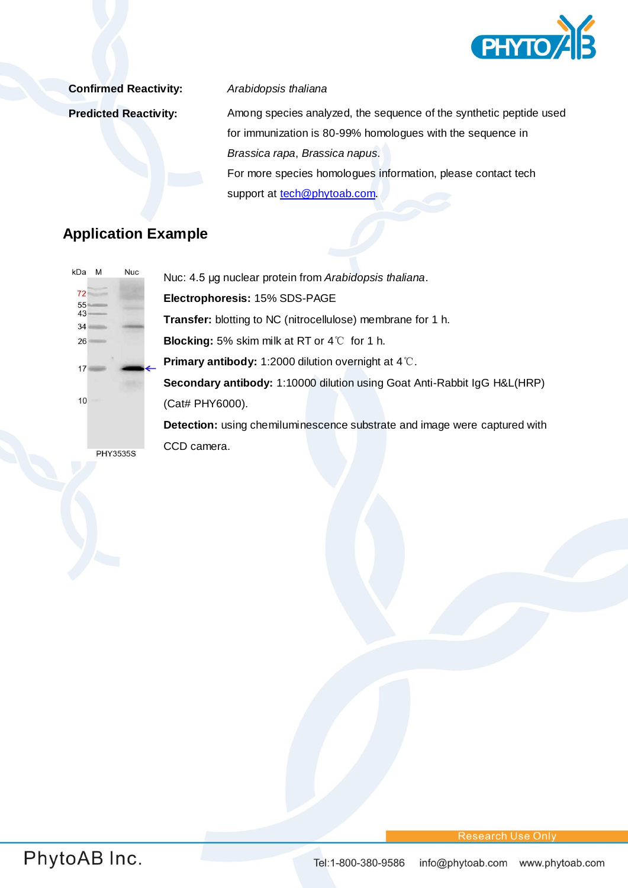**Confirmed Reactivity:** *Arabidopsis thaliana*

**Predicted Reactivity:** Among species analyzed, the sequence of the synthetic peptide used for immunization is 80-99% homologues with the sequence in *Brassica rapa*, *Brassica napus*.

For more species homologues information, please contact tech support at tech@phytoab.com.

## Application Example

kDa M Nuc

72

55

43

34

26

17

10

PHY3535S

Nuc: 4.5 µg nuclear protein from *Arabidopsis thaliana*.

**Electrophoresis:** 15% SDS-PAGE

**Transfer:** blotting to NC (nitrocellulose) membrane for 1 h.

**Blocking:** 5% skim milk at RT or 4℃ for 1 h.

**Primary antibody:** 1:2000 dilution overnight at 4℃.

**Secondary antibody:** 1:10000 dilution using Goat Anti-Rabbit IgG H&L(HRP) (Cat# PHY6000).

**Detection:** using chemiluminescence substrate and image were captured with CCD camera.

Research Use Only